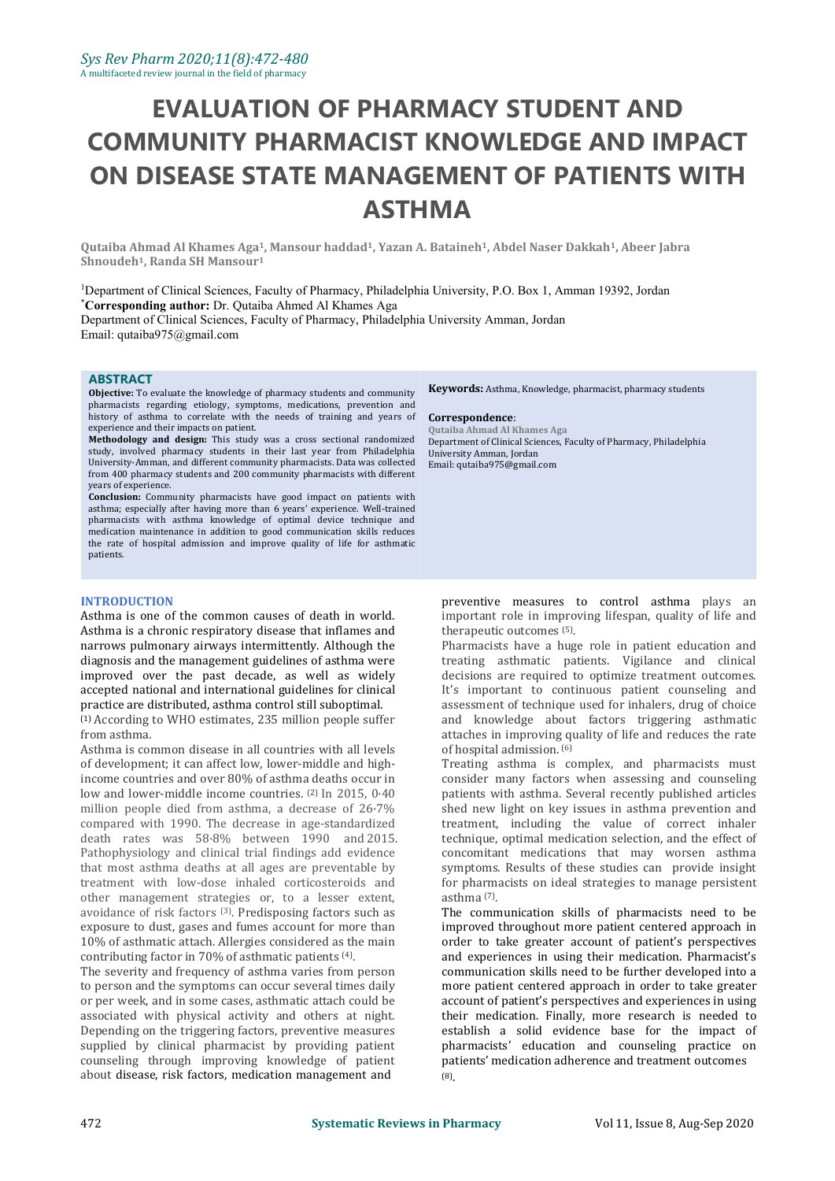# EVALUATION OF PHARMACY STUDENT AND COMMUNITY PHARMACIST KNOWLEDGE AND IMPACT ON DISEASE STATE MANAGEMENT OF PATIENTS WITH ASTHMA

**Qutaiba Ahmad Al Khames Aga[1], Mansour haddad[1], Yazan A. Bataineh[1], Abdel Naser Dakkah[1], Abeer Jabra Shnoudeh[1], Randa SH Mansour[1]**

[1]Department of Clinical Sciences, Faculty of Pharmacy, Philadelphia University, P.O. Box 1, Amman 19392, Jordan
[*]**Corresponding author:** Dr. Qutaiba Ahmed Al Khames Aga
Department of Clinical Sciences, Faculty of Pharmacy, Philadelphia University Amman, Jordan
Email: qutaiba975@gmail.com

## ABSTRACT

**Objective:** To evaluate the knowledge of pharmacy students and community pharmacists regarding etiology, symptoms, medications, prevention and history of asthma to correlate with the needs of training and years of experience and their impacts on patient.

**Methodology and design:** This study was a cross sectional randomized study, involved pharmacy students in their last year from Philadelphia University-Amman, and different community pharmacists. Data was collected from 400 pharmacy students and 200 community pharmacists with different years of experience.

**Conclusion:** Community pharmacists have good impact on patients with asthma; especially after having more than 6 years' experience. Well-trained pharmacists with asthma knowledge of optimal device technique and medication maintenance in addition to good communication skills reduces the rate of hospital admission and improve quality of life for asthmatic patients.

**Keywords:** Asthma, Knowledge, pharmacist, pharmacy students

**Correspondence**:
Qutaiba Ahmad Al Khames Aga
Department of Clinical Sciences, Faculty of Pharmacy, Philadelphia University Amman, Jordan
Email: qutaiba975@gmail.com

## INTRODUCTION

Asthma is one of the common causes of death in world. Asthma is a chronic respiratory disease that inflames and narrows pulmonary airways intermittently. Although the diagnosis and the management guidelines of asthma were improved over the past decade, as well as widely accepted national and international guidelines for clinical practice are distributed, asthma control still suboptimal. [1] According to WHO estimates, 235 million people suffer from asthma.

Asthma is common disease in all countries with all levels of development; it can affect low, lower-middle and high-income countries and over 80% of asthma deaths occur in low and lower-middle income countries. [2] In 2015, 0·40 million people died from asthma, a decrease of 26·7% compared with 1990. The decrease in age-standardized death rates was 58·8% between 1990 and 2015. Pathophysiology and clinical trial findings add evidence that most asthma deaths at all ages are preventable by treatment with low-dose inhaled corticosteroids and other management strategies or, to a lesser extent, avoidance of risk factors [3]. Predisposing factors such as exposure to dust, gases and fumes account for more than 10% of asthmatic attach. Allergies considered as the main contributing factor in 70% of asthmatic patients [4].

The severity and frequency of asthma varies from person to person and the symptoms can occur several times daily or per week, and in some cases, asthmatic attach could be associated with physical activity and others at night. Depending on the triggering factors, preventive measures supplied by clinical pharmacist by providing patient counseling through improving knowledge of patient about disease, risk factors, medication management and preventive measures to control asthma plays an important role in improving lifespan, quality of life and therapeutic outcomes [5].

Pharmacists have a huge role in patient education and treating asthmatic patients. Vigilance and clinical decisions are required to optimize treatment outcomes. It's important to continuous patient counseling and assessment of technique used for inhalers, drug of choice and knowledge about factors triggering asthmatic attaches in improving quality of life and reduces the rate of hospital admission. [6]

Treating asthma is complex, and pharmacists must consider many factors when assessing and counseling patients with asthma. Several recently published articles shed new light on key issues in asthma prevention and treatment, including the value of correct inhaler technique, optimal medication selection, and the effect of concomitant medications that may worsen asthma symptoms. Results of these studies can provide insight for pharmacists on ideal strategies to manage persistent asthma [7].

The communication skills of pharmacists need to be improved throughout more patient centered approach in order to take greater account of patient's perspectives and experiences in using their medication. Pharmacist's communication skills need to be further developed into a more patient centered approach in order to take greater account of patient's perspectives and experiences in using their medication. Finally, more research is needed to establish a solid evidence base for the impact of pharmacists' education and counseling practice on patients' medication adherence and treatment outcomes [8].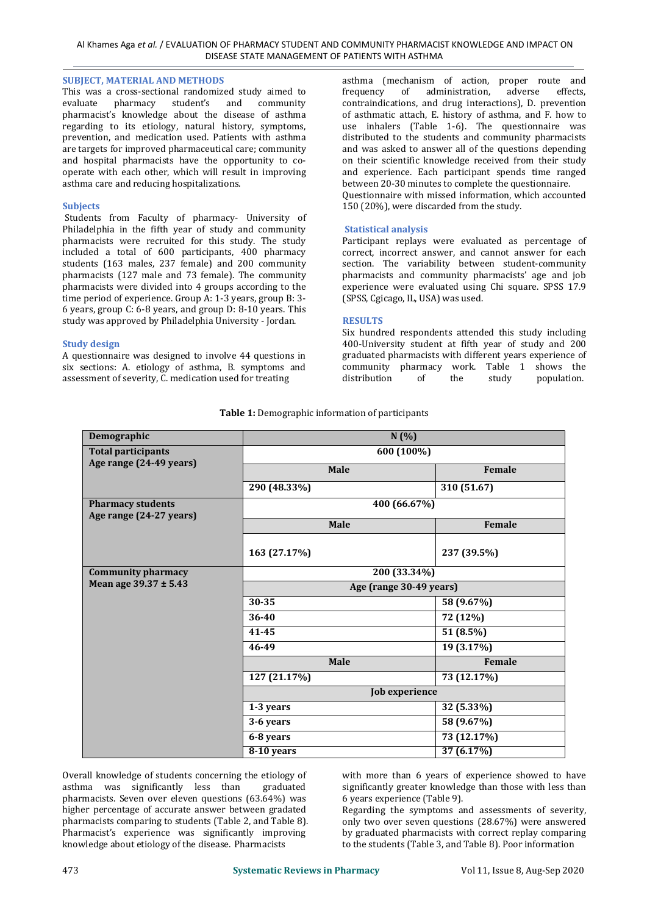## SUBJECT, MATERIAL AND METHODS

This was a cross-sectional randomized study aimed to evaluate pharmacy student's and community pharmacist's knowledge about the disease of asthma regarding to its etiology, natural history, symptoms, prevention, and medication used. Patients with asthma are targets for improved pharmaceutical care; community and hospital pharmacists have the opportunity to co-operate with each other, which will result in improving asthma care and reducing hospitalizations.

### Subjects

Students from Faculty of pharmacy- University of Philadelphia in the fifth year of study and community pharmacists were recruited for this study. The study included a total of 600 participants, 400 pharmacy students (163 males, 237 female) and 200 community pharmacists (127 male and 73 female). The community pharmacists were divided into 4 groups according to the time period of experience. Group A: 1-3 years, group B: 3-6 years, group C: 6-8 years, and group D: 8-10 years. This study was approved by Philadelphia University - Jordan.

### Study design

A questionnaire was designed to involve 44 questions in six sections: A. etiology of asthma, B. symptoms and assessment of severity, C. medication used for treating asthma (mechanism of action, proper route and frequency of administration, adverse effects, contraindications, and drug interactions), D. prevention of asthmatic attach, E. history of asthma, and F. how to use inhalers (Table 1-6). The questionnaire was distributed to the students and community pharmacists and was asked to answer all of the questions depending on their scientific knowledge received from their study and experience. Each participant spends time ranged between 20-30 minutes to complete the questionnaire.

Questionnaire with missed information, which accounted 150 (20%), were discarded from the study.

### Statistical analysis

Participant replays were evaluated as percentage of correct, incorrect answer, and cannot answer for each section. The variability between student-community pharmacists and community pharmacists' age and job experience were evaluated using Chi square. SPSS 17.9 (SPSS, Cgicago, IL, USA) was used.

## RESULTS

Six hundred respondents attended this study including 400-University student at fifth year of study and 200 graduated pharmacists with different years experience of community pharmacy work. Table 1 shows the distribution of the study population.

**Table 1:** Demographic information of participants

| Demographic | N (%) | |
|---|---|---|
| **Total participants** Age range (24-49 years) | 600 (100%) | |
| | Male | Female |
| | 290 (48.33%) | 310 (51.67) |
| **Pharmacy students** Age range (24-27 years) | 400 (66.67%) | |
| | Male | Female |
| | 163 (27.17%) | 237 (39.5%) |
| **Community pharmacy** Mean age 39.37 ± 5.43 | 200 (33.34%) | |
| | Age (range 30-49 years) | |
| | 30-35 | 58 (9.67%) |
| | 36-40 | 72 (12%) |
| | 41-45 | 51 (8.5%) |
| | 46-49 | 19 (3.17%) |
| | Male | Female |
| | 127 (21.17%) | 73 (12.17%) |
| | Job experience | |
| | 1-3 years | 32 (5.33%) |
| | 3-6 years | 58 (9.67%) |
| | 6-8 years | 73 (12.17%) |
| | 8-10 years | 37 (6.17%) |

Overall knowledge of students concerning the etiology of asthma was significantly less than graduated pharmacists. Seven over eleven questions (63.64%) was higher percentage of accurate answer between gradated pharmacists comparing to students (Table 2, and Table 8). Pharmacist's experience was significantly improving knowledge about etiology of the disease. Pharmacists with more than 6 years of experience showed to have significantly greater knowledge than those with less than 6 years experience (Table 9).

Regarding the symptoms and assessments of severity, only two over seven questions (28.67%) were answered by graduated pharmacists with correct replay comparing to the students (Table 3, and Table 8). Poor information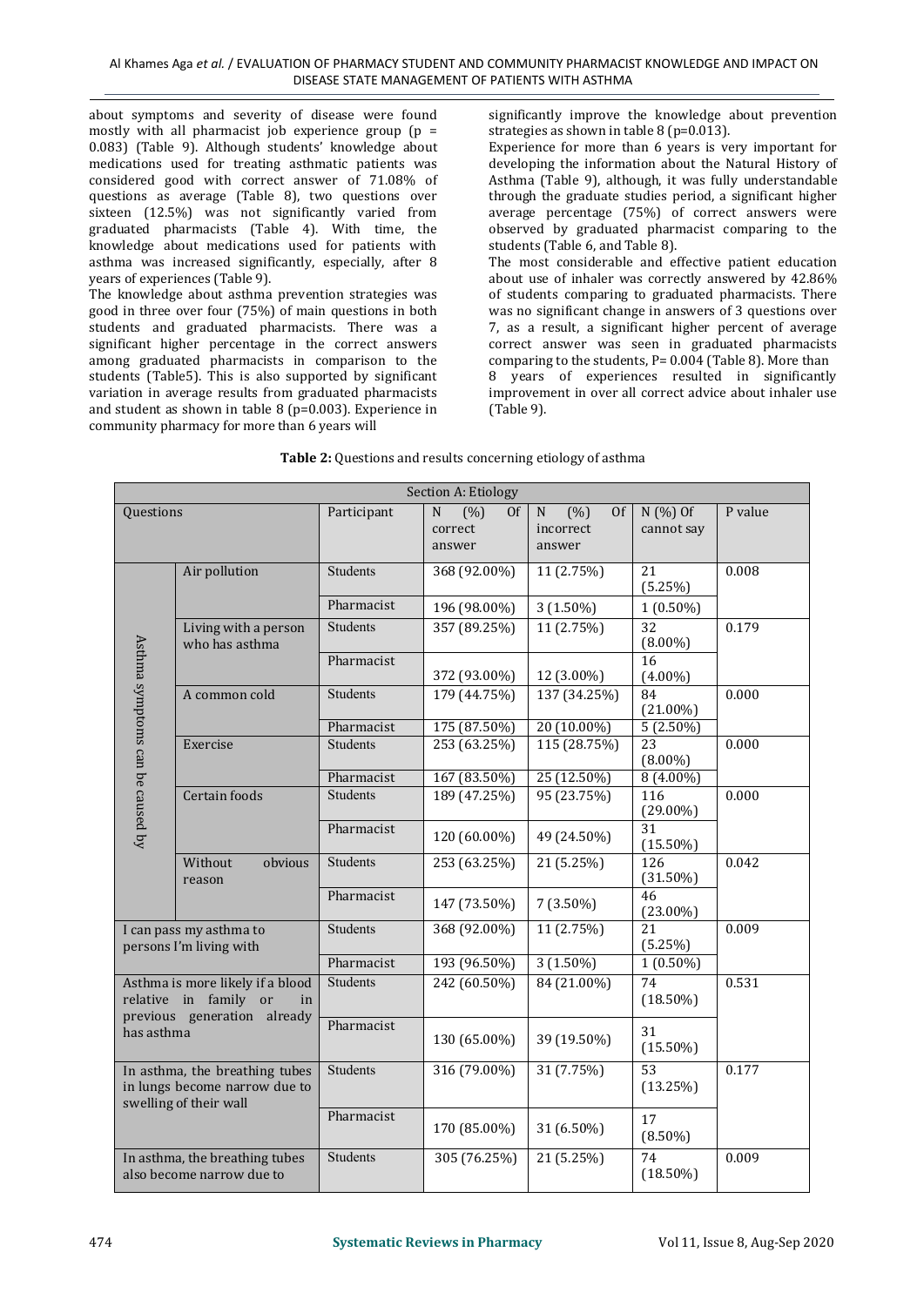about symptoms and severity of disease were found mostly with all pharmacist job experience group (p = 0.083) (Table 9). Although students' knowledge about medications used for treating asthmatic patients was considered good with correct answer of 71.08% of questions as average (Table 8), two questions over sixteen (12.5%) was not significantly varied from graduated pharmacists (Table 4). With time, the knowledge about medications used for patients with asthma was increased significantly, especially, after 8 years of experiences (Table 9).

The knowledge about asthma prevention strategies was good in three over four (75%) of main questions in both students and graduated pharmacists. There was a significant higher percentage in the correct answers among graduated pharmacists in comparison to the students (Table5). This is also supported by significant variation in average results from graduated pharmacists and student as shown in table 8 (p=0.003). Experience in community pharmacy for more than 6 years will significantly improve the knowledge about prevention strategies as shown in table 8 (p=0.013).

Experience for more than 6 years is very important for developing the information about the Natural History of Asthma (Table 9), although, it was fully understandable through the graduate studies period, a significant higher average percentage (75%) of correct answers were observed by graduated pharmacist comparing to the students (Table 6, and Table 8).

The most considerable and effective patient education about use of inhaler was correctly answered by 42.86% of students comparing to graduated pharmacists. There was no significant change in answers of 3 questions over 7, as a result, a significant higher percent of average correct answer was seen in graduated pharmacists comparing to the students, P= 0.004 (Table 8). More than 8 years of experiences resulted in significantly improvement in over all correct advice about inhaler use (Table 9).

**Table 2:** Questions and results concerning etiology of asthma

| Section A: Etiology | | | | | | |
|---|---|---|---|---|---|---|
| Questions | | Participant | N (%) Of correct answer | N (%) Of incorrect answer | N (%) Of cannot say | P value |
| Asthma symptoms can be caused by | Air pollution | Students | 368 (92.00%) | 11 (2.75%) | 21 (5.25%) | 0.008 |
| | | Pharmacist | 196 (98.00%) | 3 (1.50%) | 1 (0.50%) | |
| | Living with a person who has asthma | Students | 357 (89.25%) | 11 (2.75%) | 32 (8.00%) | 0.179 |
| | | Pharmacist | 372 (93.00%) | 12 (3.00%) | 16 (4.00%) | |
| | A common cold | Students | 179 (44.75%) | 137 (34.25%) | 84 (21.00%) | 0.000 |
| | | Pharmacist | 175 (87.50%) | 20 (10.00%) | 5 (2.50%) | |
| | Exercise | Students | 253 (63.25%) | 115 (28.75%) | 23 (8.00%) | 0.000 |
| | | Pharmacist | 167 (83.50%) | 25 (12.50%) | 8 (4.00%) | |
| | Certain foods | Students | 189 (47.25%) | 95 (23.75%) | 116 (29.00%) | 0.000 |
| | | Pharmacist | 120 (60.00%) | 49 (24.50%) | 31 (15.50%) | |
| | Without obvious reason | Students | 253 (63.25%) | 21 (5.25%) | 126 (31.50%) | 0.042 |
| | | Pharmacist | 147 (73.50%) | 7 (3.50%) | 46 (23.00%) | |
| I can pass my asthma to persons I'm living with | | Students | 368 (92.00%) | 11 (2.75%) | 21 (5.25%) | 0.009 |
| | | Pharmacist | 193 (96.50%) | 3 (1.50%) | 1 (0.50%) | |
| Asthma is more likely if a blood relative in family or in previous generation already has asthma | | Students | 242 (60.50%) | 84 (21.00%) | 74 (18.50%) | 0.531 |
| | | Pharmacist | 130 (65.00%) | 39 (19.50%) | 31 (15.50%) | |
| In asthma, the breathing tubes in lungs become narrow due to swelling of their wall | | Students | 316 (79.00%) | 31 (7.75%) | 53 (13.25%) | 0.177 |
| | | Pharmacist | 170 (85.00%) | 31 (6.50%) | 17 (8.50%) | |
| In asthma, the breathing tubes also become narrow due to | | Students | 305 (76.25%) | 21 (5.25%) | 74 (18.50%) | 0.009 |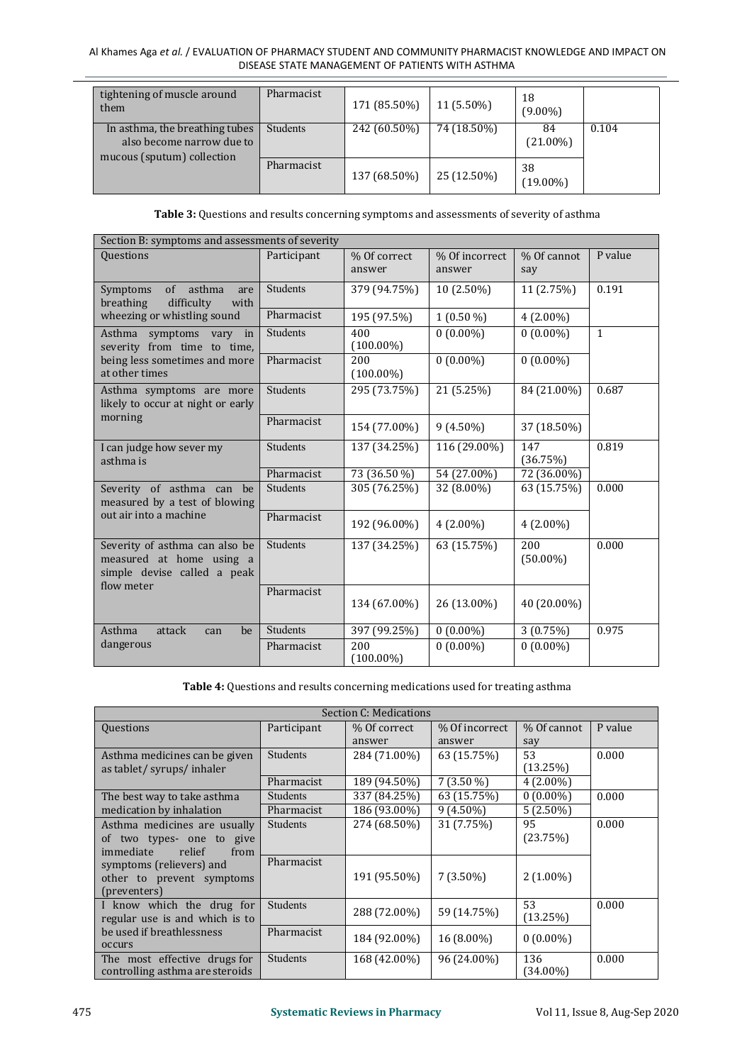| | | | | | |
|---|---|---|---|---|---|
| tightening of muscle around them | Pharmacist | 171 (85.50%) | 11 (5.50%) | 18 (9.00%) | |
| In asthma, the breathing tubes also become narrow due to mucous (sputum) collection | Students | 242 (60.50%) | 74 (18.50%) | 84 (21.00%) | 0.104 |
| | Pharmacist | 137 (68.50%) | 25 (12.50%) | 38 (19.00%) | |

**Table 3:** Questions and results concerning symptoms and assessments of severity of asthma

| Section B: symptoms and assessments of severity | | | | | |
|---|---|---|---|---|---|
| Questions | Participant | % Of correct answer | % Of incorrect answer | % Of cannot say | P value |
| Symptoms of asthma are breathing difficulty with wheezing or whistling sound | Students | 379 (94.75%) | 10 (2.50%) | 11 (2.75%) | 0.191 |
| | Pharmacist | 195 (97.5%) | 1 (0.50 %) | 4 (2.00%) | |
| Asthma symptoms vary in severity from time to time, being less sometimes and more at other times | Students | 400 (100.00%) | 0 (0.00%) | 0 (0.00%) | 1 |
| | Pharmacist | 200 (100.00%) | 0 (0.00%) | 0 (0.00%) | |
| Asthma symptoms are more likely to occur at night or early morning | Students | 295 (73.75%) | 21 (5.25%) | 84 (21.00%) | 0.687 |
| | Pharmacist | 154 (77.00%) | 9 (4.50%) | 37 (18.50%) | |
| I can judge how sever my asthma is | Students | 137 (34.25%) | 116 (29.00%) | 147 (36.75%) | 0.819 |
| | Pharmacist | 73 (36.50 %) | 54 (27.00%) | 72 (36.00%) | |
| Severity of asthma can be measured by a test of blowing out air into a machine | Students | 305 (76.25%) | 32 (8.00%) | 63 (15.75%) | 0.000 |
| | Pharmacist | 192 (96.00%) | 4 (2.00%) | 4 (2.00%) | |
| Severity of asthma can also be measured at home using a simple devise called a peak flow meter | Students | 137 (34.25%) | 63 (15.75%) | 200 (50.00%) | 0.000 |
| | Pharmacist | 134 (67.00%) | 26 (13.00%) | 40 (20.00%) | |
| Asthma attack can be dangerous | Students | 397 (99.25%) | 0 (0.00%) | 3 (0.75%) | 0.975 |
| | Pharmacist | 200 (100.00%) | 0 (0.00%) | 0 (0.00%) | |

**Table 4:** Questions and results concerning medications used for treating asthma

| Section C: Medications | | | | | |
|---|---|---|---|---|---|
| Questions | Participant | % Of correct answer | % Of incorrect answer | % Of cannot say | P value |
| Asthma medicines can be given as tablet/ syrups/ inhaler | Students | 284 (71.00%) | 63 (15.75%) | 53 (13.25%) | 0.000 |
| | Pharmacist | 189 (94.50%) | 7 (3.50 %) | 4 (2.00%) | |
| The best way to take asthma medication by inhalation | Students | 337 (84.25%) | 63 (15.75%) | 0 (0.00%) | 0.000 |
| | Pharmacist | 186 (93.00%) | 9 (4.50%) | 5 (2.50%) | |
| Asthma medicines are usually of two types- one to give immediate relief from symptoms (relievers) and other to prevent symptoms (preventers) | Students | 274 (68.50%) | 31 (7.75%) | 95 (23.75%) | 0.000 |
| | Pharmacist | 191 (95.50%) | 7 (3.50%) | 2 (1.00%) | |
| I know which the drug for regular use is and which is to be used if breathlessness occurs | Students | 288 (72.00%) | 59 (14.75%) | 53 (13.25%) | 0.000 |
| | Pharmacist | 184 (92.00%) | 16 (8.00%) | 0 (0.00%) | |
| The most effective drugs for controlling asthma are steroids | Students | 168 (42.00%) | 96 (24.00%) | 136 (34.00%) | 0.000 |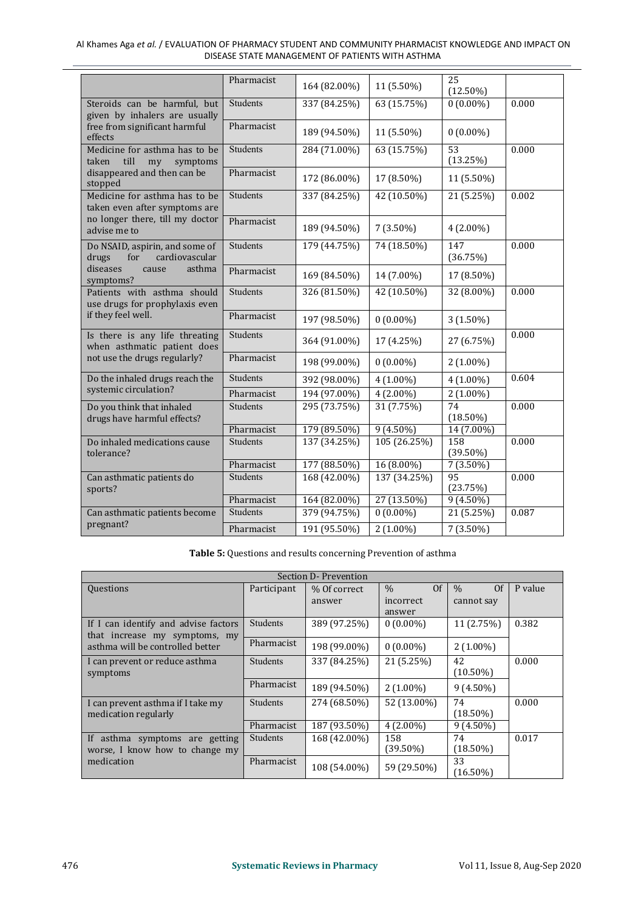| | Pharmacist | 164 (82.00%) | 11 (5.50%) | 25 (12.50%) | |
|---|---|---|---|---|---|
| Steroids can be harmful, but given by inhalers are usually free from significant harmful effects | Students | 337 (84.25%) | 63 (15.75%) | 0 (0.00%) | 0.000 |
| | Pharmacist | 189 (94.50%) | 11 (5.50%) | 0 (0.00%) | |
| Medicine for asthma has to be taken till my symptoms disappeared and then can be stopped | Students | 284 (71.00%) | 63 (15.75%) | 53 (13.25%) | 0.000 |
| | Pharmacist | 172 (86.00%) | 17 (8.50%) | 11 (5.50%) | |
| Medicine for asthma has to be taken even after symptoms are no longer there, till my doctor advise me to | Students | 337 (84.25%) | 42 (10.50%) | 21 (5.25%) | 0.002 |
| | Pharmacist | 189 (94.50%) | 7 (3.50%) | 4 (2.00%) | |
| Do NSAID, aspirin, and some of drugs for cardiovascular diseases cause asthma symptoms? | Students | 179 (44.75%) | 74 (18.50%) | 147 (36.75%) | 0.000 |
| | Pharmacist | 169 (84.50%) | 14 (7.00%) | 17 (8.50%) | |
| Patients with asthma should use drugs for prophylaxis even if they feel well. | Students | 326 (81.50%) | 42 (10.50%) | 32 (8.00%) | 0.000 |
| | Pharmacist | 197 (98.50%) | 0 (0.00%) | 3 (1.50%) | |
| Is there is any life threating when asthmatic patient does not use the drugs regularly? | Students | 364 (91.00%) | 17 (4.25%) | 27 (6.75%) | 0.000 |
| | Pharmacist | 198 (99.00%) | 0 (0.00%) | 2 (1.00%) | |
| Do the inhaled drugs reach the systemic circulation? | Students | 392 (98.00%) | 4 (1.00%) | 4 (1.00%) | 0.604 |
| | Pharmacist | 194 (97.00%) | 4 (2.00%) | 2 (1.00%) | |
| Do you think that inhaled drugs have harmful effects? | Students | 295 (73.75%) | 31 (7.75%) | 74 (18.50%) | 0.000 |
| | Pharmacist | 179 (89.50%) | 9 (4.50%) | 14 (7.00%) | |
| Do inhaled medications cause tolerance? | Students | 137 (34.25%) | 105 (26.25%) | 158 (39.50%) | 0.000 |
| | Pharmacist | 177 (88.50%) | 16 (8.00%) | 7 (3.50%) | |
| Can asthmatic patients do sports? | Students | 168 (42.00%) | 137 (34.25%) | 95 (23.75%) | 0.000 |
| | Pharmacist | 164 (82.00%) | 27 (13.50%) | 9 (4.50%) | |
| Can asthmatic patients become pregnant? | Students | 379 (94.75%) | 0 (0.00%) | 21 (5.25%) | 0.087 |
| | Pharmacist | 191 (95.50%) | 2 (1.00%) | 7 (3.50%) | |

**Table 5:** Questions and results concerning Prevention of asthma

| Section D- Prevention | | | | | |
|---|---|---|---|---|---|
| Questions | Participant | % Of correct answer | % Of incorrect answer | % Of cannot say | P value |
| If I can identify and advise factors that increase my symptoms, my asthma will be controlled better | Students | 389 (97.25%) | 0 (0.00%) | 11 (2.75%) | 0.382 |
| | Pharmacist | 198 (99.00%) | 0 (0.00%) | 2 (1.00%) | |
| I can prevent or reduce asthma symptoms | Students | 337 (84.25%) | 21 (5.25%) | 42 (10.50%) | 0.000 |
| | Pharmacist | 189 (94.50%) | 2 (1.00%) | 9 (4.50%) | |
| I can prevent asthma if I take my medication regularly | Students | 274 (68.50%) | 52 (13.00%) | 74 (18.50%) | 0.000 |
| | Pharmacist | 187 (93.50%) | 4 (2.00%) | 9 (4.50%) | |
| If asthma symptoms are getting worse, I know how to change my medication | Students | 168 (42.00%) | 158 (39.50%) | 74 (18.50%) | 0.017 |
| | Pharmacist | 108 (54.00%) | 59 (29.50%) | 33 (16.50%) | |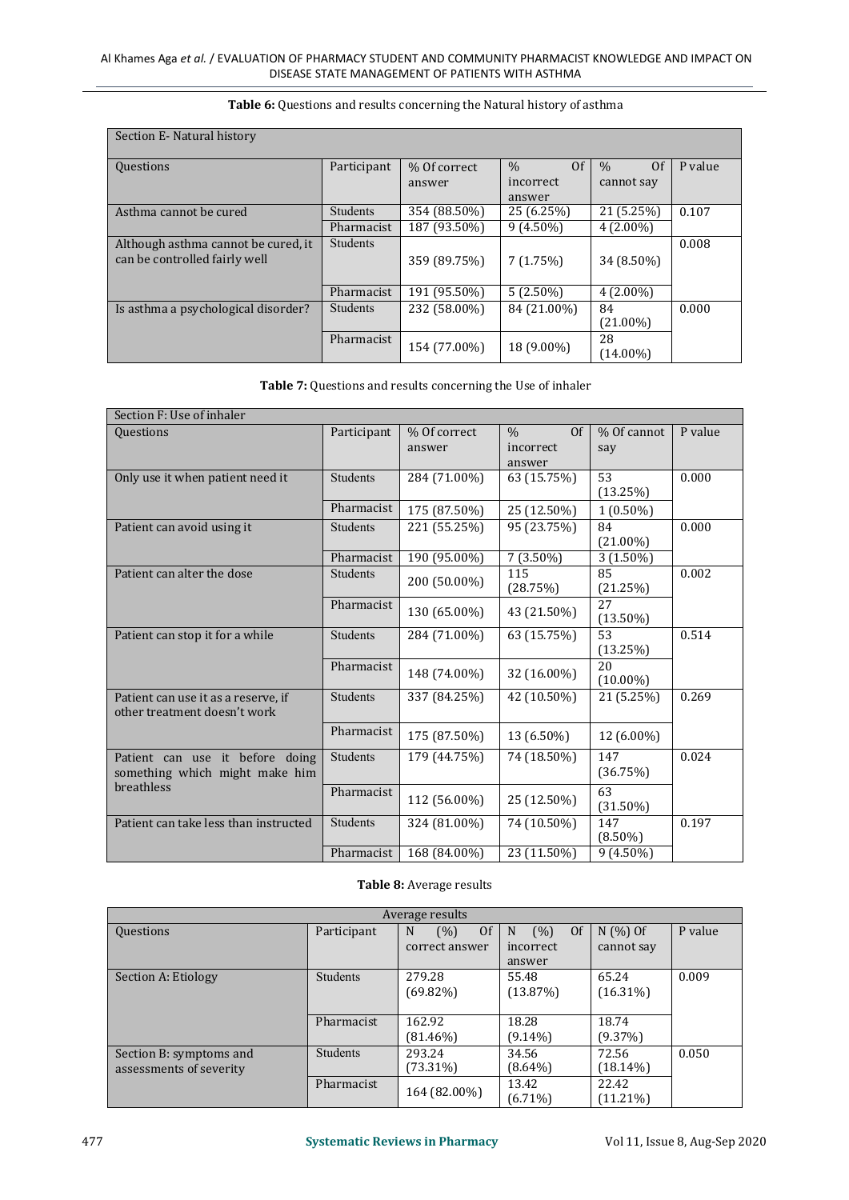**Table 6:** Questions and results concerning the Natural history of asthma

| Section E- Natural history | | | | | |
|---|---|---|---|---|---|
| Questions | Participant | % Of correct answer | % Of incorrect answer | % Of cannot say | P value |
| Asthma cannot be cured | Students | 354 (88.50%) | 25 (6.25%) | 21 (5.25%) | 0.107 |
| | Pharmacist | 187 (93.50%) | 9 (4.50%) | 4 (2.00%) | |
| Although asthma cannot be cured, it can be controlled fairly well | Students | 359 (89.75%) | 7 (1.75%) | 34 (8.50%) | 0.008 |
| | Pharmacist | 191 (95.50%) | 5 (2.50%) | 4 (2.00%) | |
| Is asthma a psychological disorder? | Students | 232 (58.00%) | 84 (21.00%) | 84 (21.00%) | 0.000 |
| | Pharmacist | 154 (77.00%) | 18 (9.00%) | 28 (14.00%) | |

**Table 7:** Questions and results concerning the Use of inhaler

| Section F: Use of inhaler | | | | | |
|---|---|---|---|---|---|
| Questions | Participant | % Of correct answer | % Of incorrect answer | % Of cannot say | P value |
| Only use it when patient need it | Students | 284 (71.00%) | 63 (15.75%) | 53 (13.25%) | 0.000 |
| | Pharmacist | 175 (87.50%) | 25 (12.50%) | 1 (0.50%) | |
| Patient can avoid using it | Students | 221 (55.25%) | 95 (23.75%) | 84 (21.00%) | 0.000 |
| | Pharmacist | 190 (95.00%) | 7 (3.50%) | 3 (1.50%) | |
| Patient can alter the dose | Students | 200 (50.00%) | 115 (28.75%) | 85 (21.25%) | 0.002 |
| | Pharmacist | 130 (65.00%) | 43 (21.50%) | 27 (13.50%) | |
| Patient can stop it for a while | Students | 284 (71.00%) | 63 (15.75%) | 53 (13.25%) | 0.514 |
| | Pharmacist | 148 (74.00%) | 32 (16.00%) | 20 (10.00%) | |
| Patient can use it as a reserve, if other treatment doesn't work | Students | 337 (84.25%) | 42 (10.50%) | 21 (5.25%) | 0.269 |
| | Pharmacist | 175 (87.50%) | 13 (6.50%) | 12 (6.00%) | |
| Patient can use it before doing something which might make him breathless | Students | 179 (44.75%) | 74 (18.50%) | 147 (36.75%) | 0.024 |
| | Pharmacist | 112 (56.00%) | 25 (12.50%) | 63 (31.50%) | |
| Patient can take less than instructed | Students | 324 (81.00%) | 74 (10.50%) | 147 (8.50%) | 0.197 |
| | Pharmacist | 168 (84.00%) | 23 (11.50%) | 9 (4.50%) | |

**Table 8:** Average results

| Average results | | | | | |
|---|---|---|---|---|---|
| Questions | Participant | N (%) Of correct answer | N (%) Of incorrect answer | N (%) Of cannot say | P value |
| Section A: Etiology | Students | 279.28 (69.82%) | 55.48 (13.87%) | 65.24 (16.31%) | 0.009 |
| | Pharmacist | 162.92 (81.46%) | 18.28 (9.14%) | 18.74 (9.37%) | |
| Section B: symptoms and assessments of severity | Students | 293.24 (73.31%) | 34.56 (8.64%) | 72.56 (18.14%) | 0.050 |
| | Pharmacist | 164 (82.00%) | 13.42 (6.71%) | 22.42 (11.21%) | |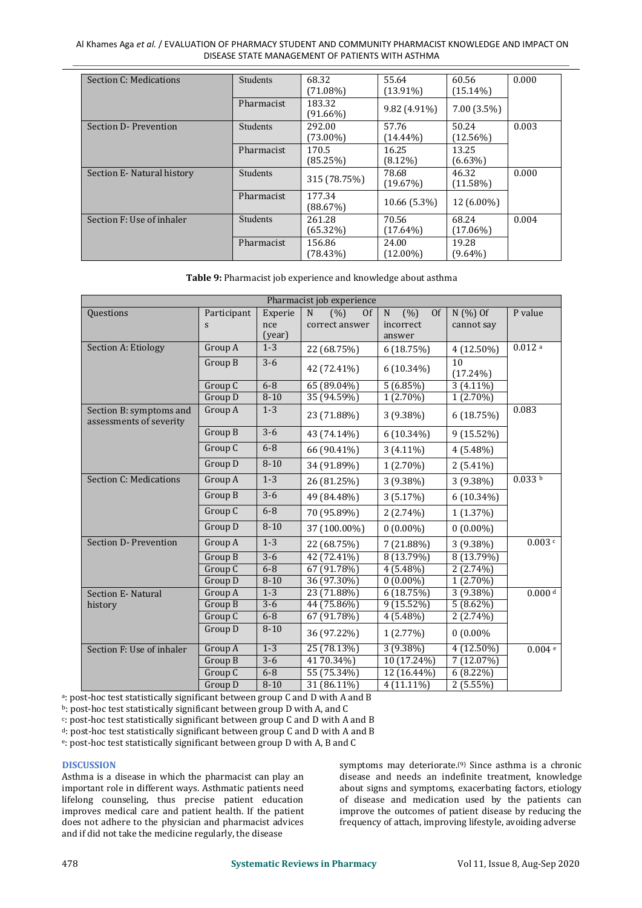| Section C: Medications | Students | 68.32 (71.08%) | 55.64 (13.91%) | 60.56 (15.14%) | 0.000 |
|---|---|---|---|---|---|
| | Pharmacist | 183.32 (91.66%) | 9.82 (4.91%) | 7.00 (3.5%) | |
| Section D- Prevention | Students | 292.00 (73.00%) | 57.76 (14.44%) | 50.24 (12.56%) | 0.003 |
| | Pharmacist | 170.5 (85.25%) | 16.25 (8.12%) | 13.25 (6.63%) | |
| Section E- Natural history | Students | 315 (78.75%) | 78.68 (19.67%) | 46.32 (11.58%) | 0.000 |
| | Pharmacist | 177.34 (88.67%) | 10.66 (5.3%) | 12 (6.00%) | |
| Section F: Use of inhaler | Students | 261.28 (65.32%) | 70.56 (17.64%) | 68.24 (17.06%) | 0.004 |
| | Pharmacist | 156.86 (78.43%) | 24.00 (12.00%) | 19.28 (9.64%) | |

**Table 9:** Pharmacist job experience and knowledge about asthma

| Pharmacist job experience | | | | | | |
|---|---|---|---|---|---|---|
| Questions | Participants | Experience (year) | N (%) Of correct answer | N (%) Of incorrect answer | N (%) Of cannot say | P value |
| Section A: Etiology | Group A | 1-3 | 22 (68.75%) | 6 (18.75%) | 4 (12.50%) | 0.012 [a] |
| | Group B | 3-6 | 42 (72.41%) | 6 (10.34%) | 10 (17.24%) | |
| | Group C | 6-8 | 65 (89.04%) | 5 (6.85%) | 3 (4.11%) | |
| | Group D | 8-10 | 35 (94.59%) | 1 (2.70%) | 1 (2.70%) | |
| Section B: symptoms and assessments of severity | Group A | 1-3 | 23 (71.88%) | 3 (9.38%) | 6 (18.75%) | 0.083 |
| | Group B | 3-6 | 43 (74.14%) | 6 (10.34%) | 9 (15.52%) | |
| | Group C | 6-8 | 66 (90.41%) | 3 (4.11%) | 4 (5.48%) | |
| | Group D | 8-10 | 34 (91.89%) | 1 (2.70%) | 2 (5.41%) | |
| Section C: Medications | Group A | 1-3 | 26 (81.25%) | 3 (9.38%) | 3 (9.38%) | 0.033 [b] |
| | Group B | 3-6 | 49 (84.48%) | 3 (5.17%) | 6 (10.34%) | |
| | Group C | 6-8 | 70 (95.89%) | 2 (2.74%) | 1 (1.37%) | |
| | Group D | 8-10 | 37 (100.00%) | 0 (0.00%) | 0 (0.00%) | |
| Section D- Prevention | Group A | 1-3 | 22 (68.75%) | 7 (21.88%) | 3 (9.38%) | 0.003 [c] |
| | Group B | 3-6 | 42 (72.41%) | 8 (13.79%) | 8 (13.79%) | |
| | Group C | 6-8 | 67 (91.78%) | 4 (5.48%) | 2 (2.74%) | |
| | Group D | 8-10 | 36 (97.30%) | 0 (0.00%) | 1 (2.70%) | |
| Section E- Natural history | Group A | 1-3 | 23 (71.88%) | 6 (18.75%) | 3 (9.38%) | 0.000 [d] |
| | Group B | 3-6 | 44 (75.86%) | 9 (15.52%) | 5 (8.62%) | |
| | Group C | 6-8 | 67 (91.78%) | 4 (5.48%) | 2 (2.74%) | |
| | Group D | 8-10 | 36 (97.22%) | 1 (2.77%) | 0 (0.00% | |
| Section F: Use of inhaler | Group A | 1-3 | 25 (78.13%) | 3 (9.38%) | 4 (12.50%) | 0.004 [e] |
| | Group B | 3-6 | 41 70.34%) | 10 (17.24%) | 7 (12.07%) | |
| | Group C | 6-8 | 55 (75.34%) | 12 (16.44%) | 6 (8.22%) | |
| | Group D | 8-10 | 31 (86.11%) | 4 (11.11%) | 2 (5.55%) | |

[a]: post-hoc test statistically significant between group C and D with A and B
[b]: post-hoc test statistically significant between group D with A, and C
[c]: post-hoc test statistically significant between group C and D with A and B
[d]: post-hoc test statistically significant between group C and D with A and B
[e]: post-hoc test statistically significant between group D with A, B and C

## DISCUSSION

Asthma is a disease in which the pharmacist can play an important role in different ways. Asthmatic patients need lifelong counseling, thus precise patient education improves medical care and patient health. If the patient does not adhere to the physician and pharmacist advices and if did not take the medicine regularly, the disease symptoms may deteriorate.[9] Since asthma is a chronic disease and needs an indefinite treatment, knowledge about signs and symptoms, exacerbating factors, etiology of disease and medication used by the patients can improve the outcomes of patient disease by reducing the frequency of attach, improving lifestyle, avoiding adverse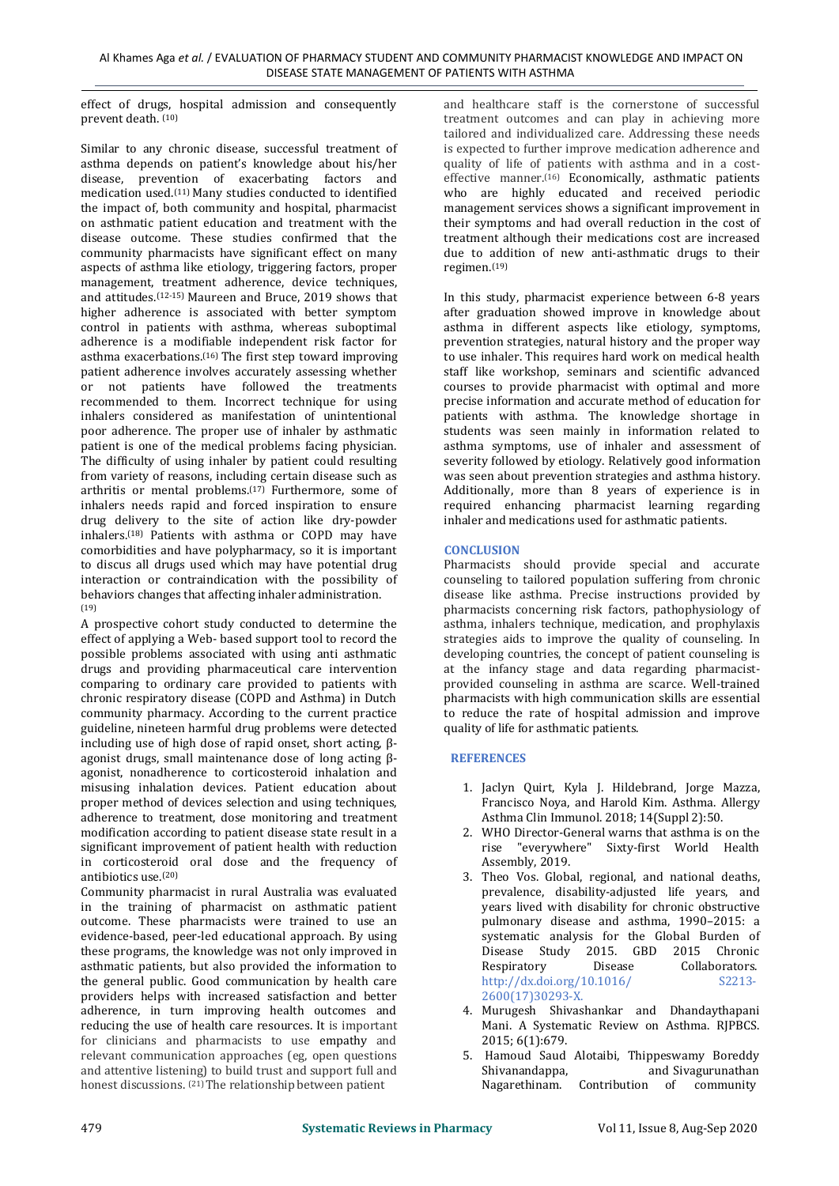effect of drugs, hospital admission and consequently prevent death. [10]

Similar to any chronic disease, successful treatment of asthma depends on patient's knowledge about his/her disease, prevention of exacerbating factors and medication used.[11] Many studies conducted to identified the impact of, both community and hospital, pharmacist on asthmatic patient education and treatment with the disease outcome. These studies confirmed that the community pharmacists have significant effect on many aspects of asthma like etiology, triggering factors, proper management, treatment adherence, device techniques, and attitudes.[12-15] Maureen and Bruce, 2019 shows that higher adherence is associated with better symptom control in patients with asthma, whereas suboptimal adherence is a modifiable independent risk factor for asthma exacerbations.[16] The first step toward improving patient adherence involves accurately assessing whether or not patients have followed the treatments recommended to them. Incorrect technique for using inhalers considered as manifestation of unintentional poor adherence. The proper use of inhaler by asthmatic patient is one of the medical problems facing physician. The difficulty of using inhaler by patient could resulting from variety of reasons, including certain disease such as arthritis or mental problems.[17] Furthermore, some of inhalers needs rapid and forced inspiration to ensure drug delivery to the site of action like dry-powder inhalers.[18] Patients with asthma or COPD may have comorbidities and have polypharmacy, so it is important to discus all drugs used which may have potential drug interaction or contraindication with the possibility of behaviors changes that affecting inhaler administration. [19]

A prospective cohort study conducted to determine the effect of applying a Web- based support tool to record the possible problems associated with using anti asthmatic drugs and providing pharmaceutical care intervention comparing to ordinary care provided to patients with chronic respiratory disease (COPD and Asthma) in Dutch community pharmacy. According to the current practice guideline, nineteen harmful drug problems were detected including use of high dose of rapid onset, short acting, β-agonist drugs, small maintenance dose of long acting β-agonist, nonadherence to corticosteroid inhalation and misusing inhalation devices. Patient education about proper method of devices selection and using techniques, adherence to treatment, dose monitoring and treatment modification according to patient disease state result in a significant improvement of patient health with reduction in corticosteroid oral dose and the frequency of antibiotics use.[20]

Community pharmacist in rural Australia was evaluated in the training of pharmacist on asthmatic patient outcome. These pharmacists were trained to use an evidence-based, peer-led educational approach. By using these programs, the knowledge was not only improved in asthmatic patients, but also provided the information to the general public. Good communication by health care providers helps with increased satisfaction and better adherence, in turn improving health outcomes and reducing the use of health care resources. It is important for clinicians and pharmacists to use empathy and relevant communication approaches (eg, open questions and attentive listening) to build trust and support full and honest discussions. [21] The relationship between patient and healthcare staff is the cornerstone of successful treatment outcomes and can play in achieving more tailored and individualized care. Addressing these needs is expected to further improve medication adherence and quality of life of patients with asthma and in a cost-effective manner.[16] Economically, asthmatic patients who are highly educated and received periodic management services shows a significant improvement in their symptoms and had overall reduction in the cost of treatment although their medications cost are increased due to addition of new anti-asthmatic drugs to their regimen.[19]

In this study, pharmacist experience between 6-8 years after graduation showed improve in knowledge about asthma in different aspects like etiology, symptoms, prevention strategies, natural history and the proper way to use inhaler. This requires hard work on medical health staff like workshop, seminars and scientific advanced courses to provide pharmacist with optimal and more precise information and accurate method of education for patients with asthma. The knowledge shortage in students was seen mainly in information related to asthma symptoms, use of inhaler and assessment of severity followed by etiology. Relatively good information was seen about prevention strategies and asthma history. Additionally, more than 8 years of experience is in required enhancing pharmacist learning regarding inhaler and medications used for asthmatic patients.

## CONCLUSION

Pharmacists should provide special and accurate counseling to tailored population suffering from chronic disease like asthma. Precise instructions provided by pharmacists concerning risk factors, pathophysiology of asthma, inhalers technique, medication, and prophylaxis strategies aids to improve the quality of counseling. In developing countries, the concept of patient counseling is at the infancy stage and data regarding pharmacist-provided counseling in asthma are scarce. Well-trained pharmacists with high communication skills are essential to reduce the rate of hospital admission and improve quality of life for asthmatic patients.

## REFERENCES

1. Jaclyn Quirt, Kyla J. Hildebrand, Jorge Mazza, Francisco Noya, and Harold Kim. Asthma. Allergy Asthma Clin Immunol. 2018; 14(Suppl 2):50.
2. WHO Director-General warns that asthma is on the rise "everywhere" Sixty-first World Health Assembly, 2019.
3. Theo Vos. Global, regional, and national deaths, prevalence, disability-adjusted life years, and years lived with disability for chronic obstructive pulmonary disease and asthma, 1990–2015: a systematic analysis for the Global Burden of Disease Study 2015. GBD 2015 Chronic Respiratory Disease Collaborators. http://dx.doi.org/10.1016/ S2213-2600(17)30293-X.
4. Murugesh Shivashankar and Dhandaythapani Mani. A Systematic Review on Asthma. RJPBCS. 2015; 6(1):679.
5. Hamoud Saud Alotaibi, Thippeswamy Boreddy Shivanandappa, and Sivagurunathan Nagarethinam. Contribution of community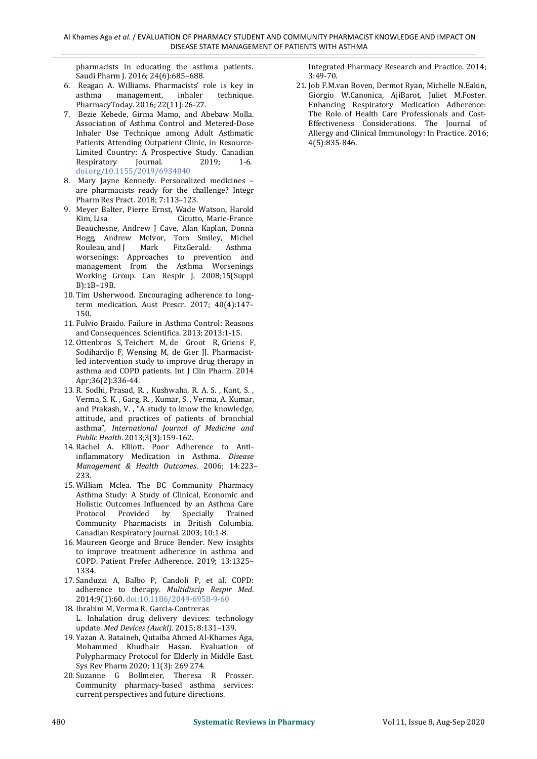pharmacists in educating the asthma patients. Saudi Pharm J. 2016; 24(6):685–688.

6. Reagan A. Williams. Pharmacists' role is key in asthma management, inhaler technique. PharmacyToday. 2016; 22(11):26-27.
7. Bezie Kebede, Girma Mamo, and Abebaw Molla. Association of Asthma Control and Metered-Dose Inhaler Use Technique among Adult Asthmatic Patients Attending Outpatient Clinic, in Resource-Limited Country: A Prospective Study. Canadian Respiratory Journal. 2019; 1-6. doi.org/10.1155/2019/6934040
8. Mary Jayne Kennedy. Personalized medicines – are pharmacists ready for the challenge? Integr Pharm Res Pract. 2018; 7:113–123.
9. Meyer Balter, Pierre Ernst, Wade Watson, Harold Kim, Lisa Cicutto, Marie-France Beauchesne, Andrew J Cave, Alan Kaplan, Donna Hogg, Andrew McIvor, Tom Smiley, Michel Rouleau, and J Mark FitzGerald. Asthma worsenings: Approaches to prevention and management from the Asthma Worsenings Working Group. Can Respir J. 2008;15(Suppl B):1B–19B.
10. Tim Usherwood. Encouraging adherence to long-term medication. Aust Prescr. 2017; 40(4):147–150.
11. Fulvio Braido. Failure in Asthma Control: Reasons and Consequences. Scientifica. 2013; 2013:1-15.
12. Ottenbros S, Teichert M, de Groot R, Griens F, Sodihardjo F, Wensing M, de Gier JJ. Pharmacist-led intervention study to improve drug therapy in asthma and COPD patients. Int J Clin Pharm. 2014 Apr;36(2):336-44.
13. R. Sodhi, Prasad, R. , Kushwaha, R. A. S. , Kant, S. , Verma, S. K. , Garg, R. , Kumar, S. , Verma, A. Kumar, and Prakash, V. , "A study to know the knowledge, attitude, and practices of patients of bronchial asthma", *International Journal of Medicine and Public Health*. 2013;3(3):159-162.
14. Rachel A. Elliott. Poor Adherence to Anti-inflammatory Medication in Asthma. *Disease Management & Health Outcomes*. 2006; 14:223–233.
15. William Mclea. The BC Community Pharmacy Asthma Study: A Study of Clinical, Economic and Holistic Outcomes Influenced by an Asthma Care Protocol Provided by Specially Trained Community Pharmacists in British Columbia. Canadian Respiratory Journal. 2003; 10:1-8.
16. Maureen George and Bruce Bender. New insights to improve treatment adherence in asthma and COPD. Patient Prefer Adherence. 2019; 13:1325–1334.
17. Sanduzzi A, Balbo P, Candoli P, et al. COPD: adherence to therapy. *Multidiscip Respir Med*. 2014;9(1):60. doi:10.1186/2049-6958-9-60
18. Ibrahim M, Verma R, Garcia-Contreras L. Inhalation drug delivery devices: technology update. *Med Devices (Auckl)*. 2015; 8:131–139.
19. Yazan A. Bataineh, Qutaiba Ahmed Al-Khames Aga, Mohammed Khudhair Hasan. Evaluation of Polypharmacy Protocol for Elderly in Middle East. Sys Rev Pharm 2020; 11(3): 269 274.
20. Suzanne G Bollmeier, Theresa R Prosser. Community pharmacy-based asthma services: current perspectives and future directions. Integrated Pharmacy Research and Practice. 2014; 3:49-70.
21. Job F.M.van Boven, Dermot Ryan, Michelle N.Eakin, Giorgio W.Canonica, AjiBarot, Juliet M.Foster. Enhancing Respiratory Medication Adherence: The Role of Health Care Professionals and Cost-Effectiveness Considerations. The Journal of Allergy and Clinical Immunology: In Practice. 2016; 4(5):835-846.